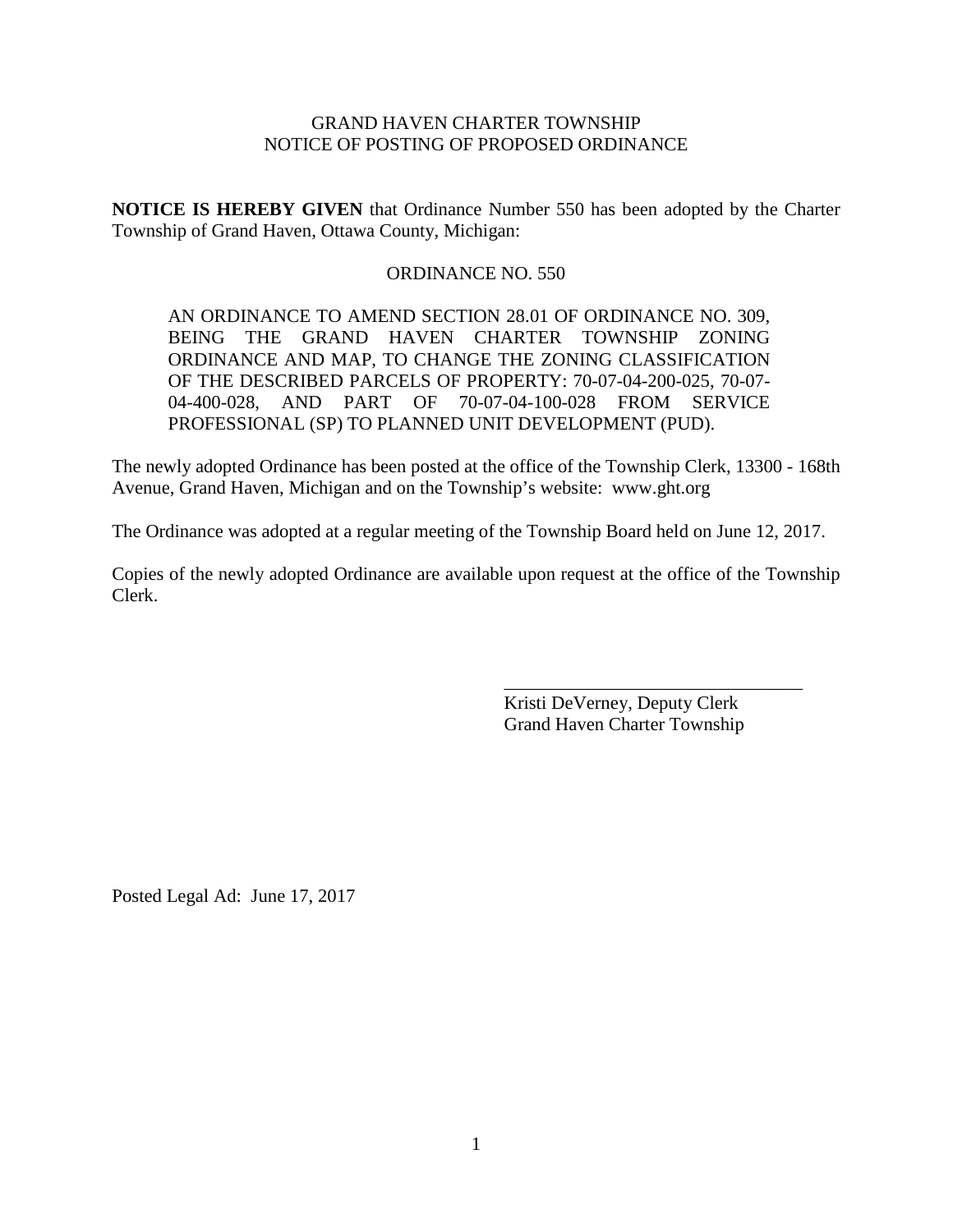GRAND HAVEN CHARTER TOWNSHIP
NOTICE OF POSTING OF PROPOSED ORDINANCE

**NOTICE IS HEREBY GIVEN** that Ordinance Number 550 has been adopted by the Charter Township of Grand Haven, Ottawa County, Michigan:

ORDINANCE NO. 550

> AN ORDINANCE TO AMEND SECTION 28.01 OF ORDINANCE NO. 309, BEING THE GRAND HAVEN CHARTER TOWNSHIP ZONING ORDINANCE AND MAP, TO CHANGE THE ZONING CLASSIFICATION OF THE DESCRIBED PARCELS OF PROPERTY: 70-07-04-200-025, 70-07-04-400-028, AND PART OF 70-07-04-100-028 FROM SERVICE PROFESSIONAL (SP) TO PLANNED UNIT DEVELOPMENT (PUD).

The newly adopted Ordinance has been posted at the office of the Township Clerk, 13300 - 168th Avenue, Grand Haven, Michigan and on the Township's website: www.ght.org

The Ordinance was adopted at a regular meeting of the Township Board held on June 12, 2017.

Copies of the newly adopted Ordinance are available upon request at the office of the Township Clerk.

\_\_\_\_\_\_\_\_\_\_\_\_\_\_\_\_\_\_\_\_\_\_\_\_\_\_\_\_\_\_\_\_
Kristi DeVerney, Deputy Clerk
Grand Haven Charter Township

Posted Legal Ad: June 17, 2017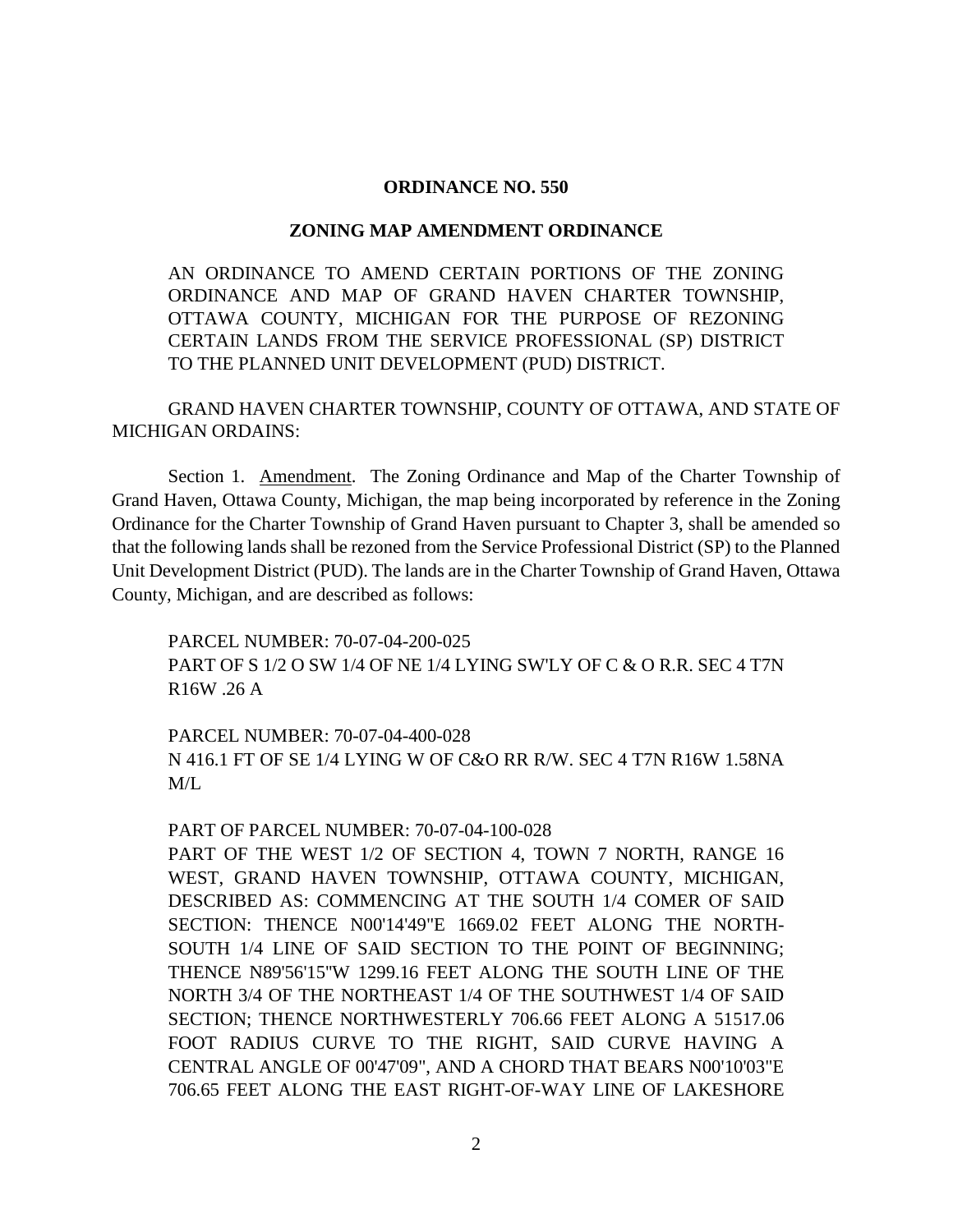**ORDINANCE NO. 550**

**ZONING MAP AMENDMENT ORDINANCE**

AN ORDINANCE TO AMEND CERTAIN PORTIONS OF THE ZONING ORDINANCE AND MAP OF GRAND HAVEN CHARTER TOWNSHIP, OTTAWA COUNTY, MICHIGAN FOR THE PURPOSE OF REZONING CERTAIN LANDS FROM THE SERVICE PROFESSIONAL (SP) DISTRICT TO THE PLANNED UNIT DEVELOPMENT (PUD) DISTRICT.

GRAND HAVEN CHARTER TOWNSHIP, COUNTY OF OTTAWA, AND STATE OF MICHIGAN ORDAINS:

Section 1. Amendment. The Zoning Ordinance and Map of the Charter Township of Grand Haven, Ottawa County, Michigan, the map being incorporated by reference in the Zoning Ordinance for the Charter Township of Grand Haven pursuant to Chapter 3, shall be amended so that the following lands shall be rezoned from the Service Professional District (SP) to the Planned Unit Development District (PUD). The lands are in the Charter Township of Grand Haven, Ottawa County, Michigan, and are described as follows:

PARCEL NUMBER: 70-07-04-200-025
PART OF S 1/2 O SW 1/4 OF NE 1/4 LYING SW'LY OF C & O R.R. SEC 4 T7N R16W .26 A

PARCEL NUMBER: 70-07-04-400-028
N 416.1 FT OF SE 1/4 LYING W OF C&O RR R/W. SEC 4 T7N R16W 1.58NA M/L

PART OF PARCEL NUMBER: 70-07-04-100-028
PART OF THE WEST 1/2 OF SECTION 4, TOWN 7 NORTH, RANGE 16 WEST, GRAND HAVEN TOWNSHIP, OTTAWA COUNTY, MICHIGAN, DESCRIBED AS: COMMENCING AT THE SOUTH 1/4 COMER OF SAID SECTION: THENCE N00'14'49"E 1669.02 FEET ALONG THE NORTH-SOUTH 1/4 LINE OF SAID SECTION TO THE POINT OF BEGINNING; THENCE N89'56'15"W 1299.16 FEET ALONG THE SOUTH LINE OF THE NORTH 3/4 OF THE NORTHEAST 1/4 OF THE SOUTHWEST 1/4 OF SAID SECTION; THENCE NORTHWESTERLY 706.66 FEET ALONG A 51517.06 FOOT RADIUS CURVE TO THE RIGHT, SAID CURVE HAVING A CENTRAL ANGLE OF 00'47'09", AND A CHORD THAT BEARS N00'10'03"E 706.65 FEET ALONG THE EAST RIGHT-OF-WAY LINE OF LAKESHORE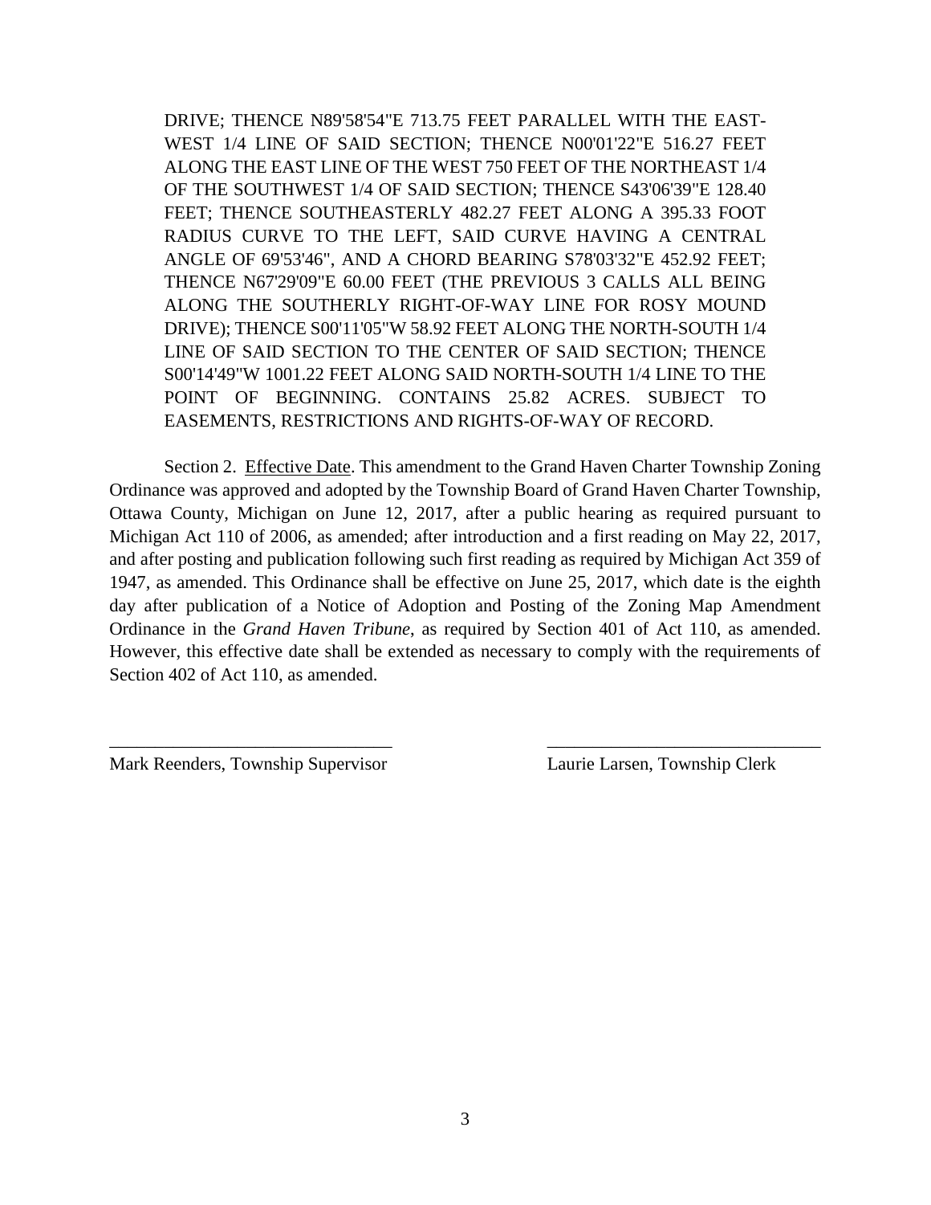DRIVE; THENCE N89'58'54"E 713.75 FEET PARALLEL WITH THE EAST-WEST 1/4 LINE OF SAID SECTION; THENCE N00'01'22"E 516.27 FEET ALONG THE EAST LINE OF THE WEST 750 FEET OF THE NORTHEAST 1/4 OF THE SOUTHWEST 1/4 OF SAID SECTION; THENCE S43'06'39"E 128.40 FEET; THENCE SOUTHEASTERLY 482.27 FEET ALONG A 395.33 FOOT RADIUS CURVE TO THE LEFT, SAID CURVE HAVING A CENTRAL ANGLE OF 69'53'46", AND A CHORD BEARING S78'03'32"E 452.92 FEET; THENCE N67'29'09"E 60.00 FEET (THE PREVIOUS 3 CALLS ALL BEING ALONG THE SOUTHERLY RIGHT-OF-WAY LINE FOR ROSY MOUND DRIVE); THENCE S00'11'05"W 58.92 FEET ALONG THE NORTH-SOUTH 1/4 LINE OF SAID SECTION TO THE CENTER OF SAID SECTION; THENCE S00'14'49"W 1001.22 FEET ALONG SAID NORTH-SOUTH 1/4 LINE TO THE POINT OF BEGINNING. CONTAINS 25.82 ACRES. SUBJECT TO EASEMENTS, RESTRICTIONS AND RIGHTS-OF-WAY OF RECORD.

Section 2. Effective Date. This amendment to the Grand Haven Charter Township Zoning Ordinance was approved and adopted by the Township Board of Grand Haven Charter Township, Ottawa County, Michigan on June 12, 2017, after a public hearing as required pursuant to Michigan Act 110 of 2006, as amended; after introduction and a first reading on May 22, 2017, and after posting and publication following such first reading as required by Michigan Act 359 of 1947, as amended. This Ordinance shall be effective on June 25, 2017, which date is the eighth day after publication of a Notice of Adoption and Posting of the Zoning Map Amendment Ordinance in the *Grand Haven Tribune*, as required by Section 401 of Act 110, as amended. However, this effective date shall be extended as necessary to comply with the requirements of Section 402 of Act 110, as amended.

______________________________ ______________________________

Mark Reenders, Township Supervisor Laurie Larsen, Township Clerk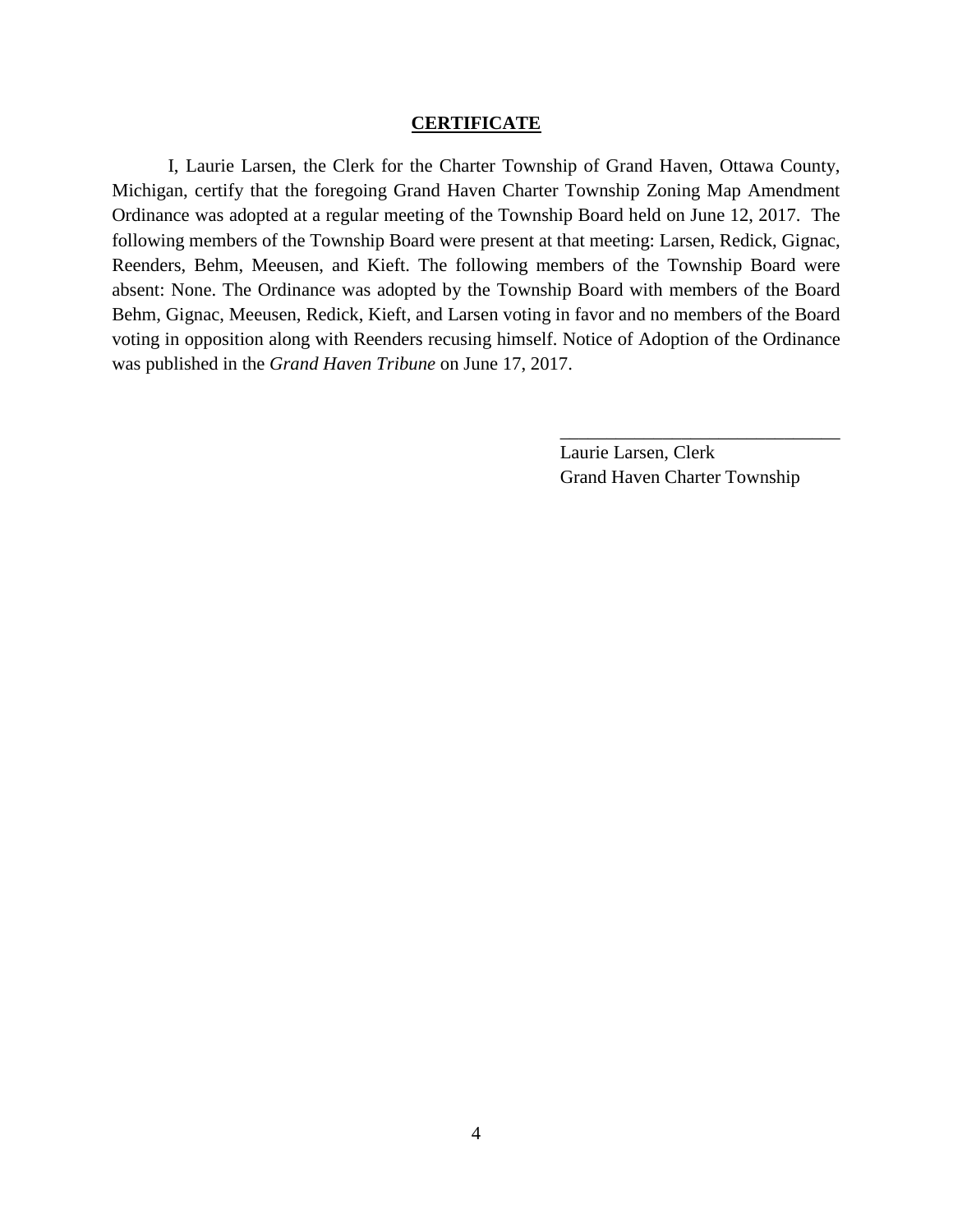## CERTIFICATE

I, Laurie Larsen, the Clerk for the Charter Township of Grand Haven, Ottawa County, Michigan, certify that the foregoing Grand Haven Charter Township Zoning Map Amendment Ordinance was adopted at a regular meeting of the Township Board held on June 12, 2017. The following members of the Township Board were present at that meeting: Larsen, Redick, Gignac, Reenders, Behm, Meeusen, and Kieft. The following members of the Township Board were absent: None. The Ordinance was adopted by the Township Board with members of the Board Behm, Gignac, Meeusen, Redick, Kieft, and Larsen voting in favor and no members of the Board voting in opposition along with Reenders recusing himself. Notice of Adoption of the Ordinance was published in the *Grand Haven Tribune* on June 17, 2017.

______________________________
Laurie Larsen, Clerk
Grand Haven Charter Township